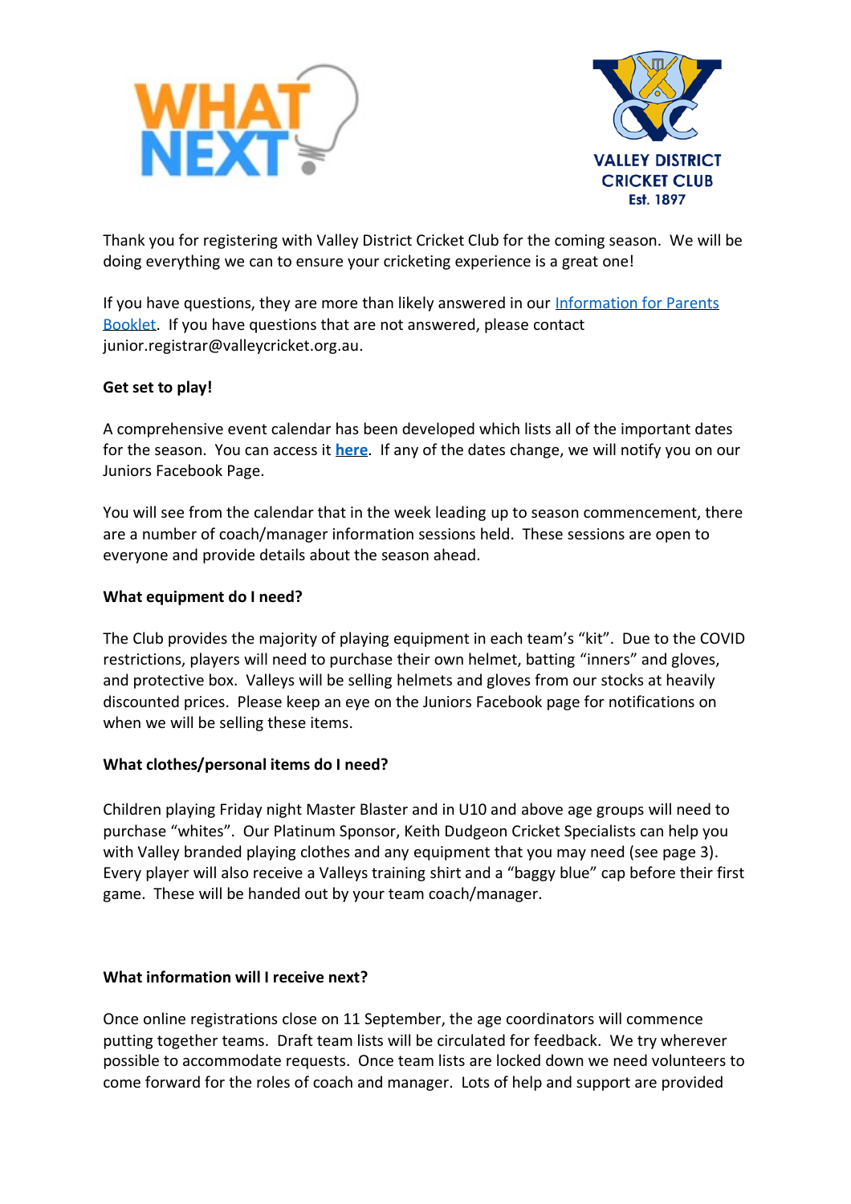Thank you for registering with Valley District Cricket Club for the coming season. We will be doing everything we can to ensure your cricketing experience is a great one!

If you have questions, they are more than likely answered in our Information for Parents Booklet. If you have questions that are not answered, please contact junior.registrar@valleycricket.org.au.

**Get set to play!**

A comprehensive event calendar has been developed which lists all of the important dates for the season. You can access it **here**. If any of the dates change, we will notify you on our Juniors Facebook Page.

You will see from the calendar that in the week leading up to season commencement, there are a number of coach/manager information sessions held. These sessions are open to everyone and provide details about the season ahead.

**What equipment do I need?**

The Club provides the majority of playing equipment in each team's "kit". Due to the COVID restrictions, players will need to purchase their own helmet, batting "inners" and gloves, and protective box. Valleys will be selling helmets and gloves from our stocks at heavily discounted prices. Please keep an eye on the Juniors Facebook page for notifications on when we will be selling these items.

**What clothes/personal items do I need?**

Children playing Friday night Master Blaster and in U10 and above age groups will need to purchase "whites". Our Platinum Sponsor, Keith Dudgeon Cricket Specialists can help you with Valley branded playing clothes and any equipment that you may need (see page 3). Every player will also receive a Valleys training shirt and a "baggy blue" cap before their first game. These will be handed out by your team coach/manager.

**What information will I receive next?**

Once online registrations close on 11 September, the age coordinators will commence putting together teams. Draft team lists will be circulated for feedback. We try wherever possible to accommodate requests. Once team lists are locked down we need volunteers to come forward for the roles of coach and manager. Lots of help and support are provided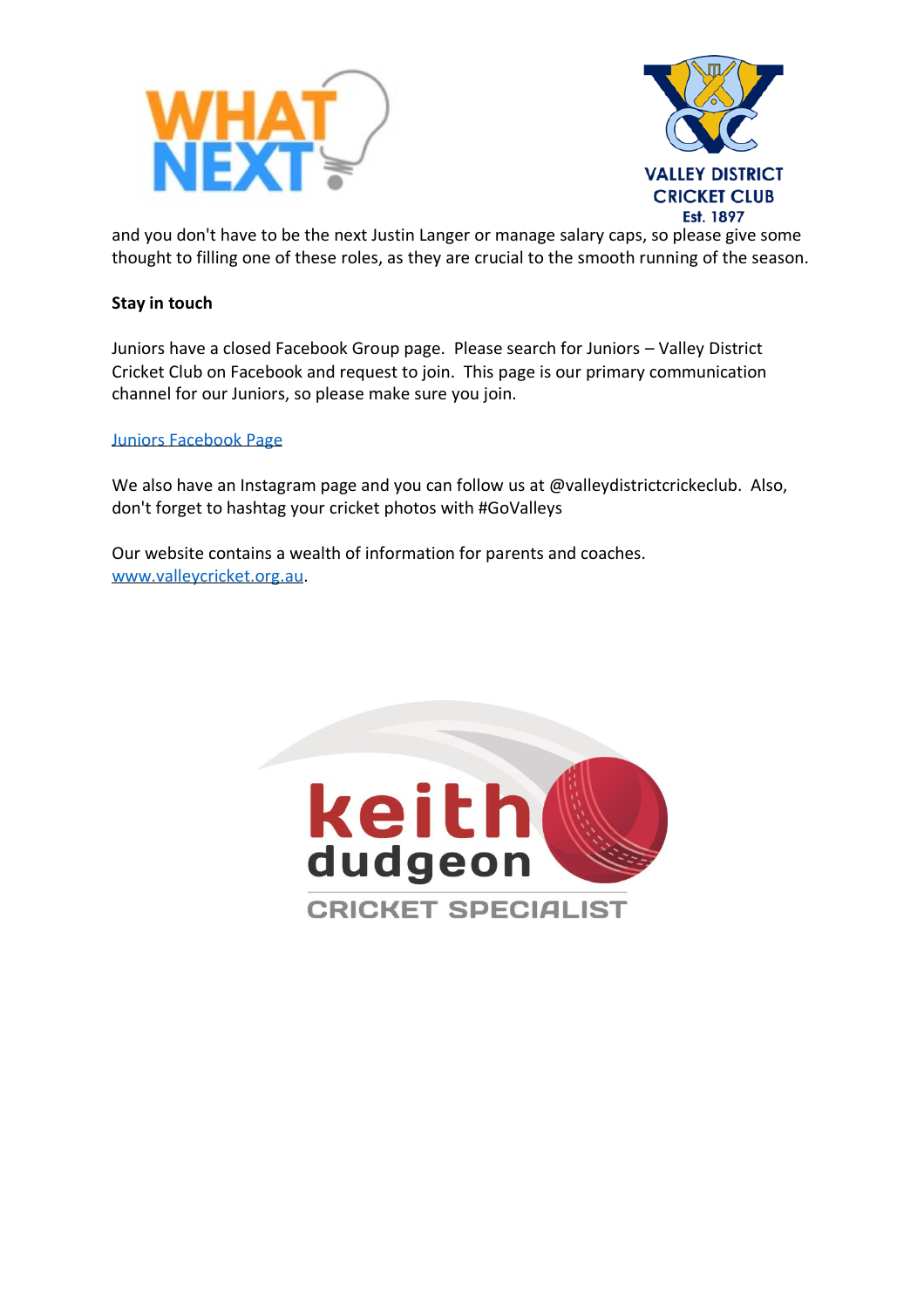and you don't have to be the next Justin Langer or manage salary caps, so please give some thought to filling one of these roles, as they are crucial to the smooth running of the season.

**Stay in touch**

Juniors have a closed Facebook Group page. Please search for Juniors – Valley District Cricket Club on Facebook and request to join. This page is our primary communication channel for our Juniors, so please make sure you join.

Juniors Facebook Page

We also have an Instagram page and you can follow us at @valleydistrictcrickeclub. Also, don't forget to hashtag your cricket photos with #GoValleys

Our website contains a wealth of information for parents and coaches. www.valleycricket.org.au.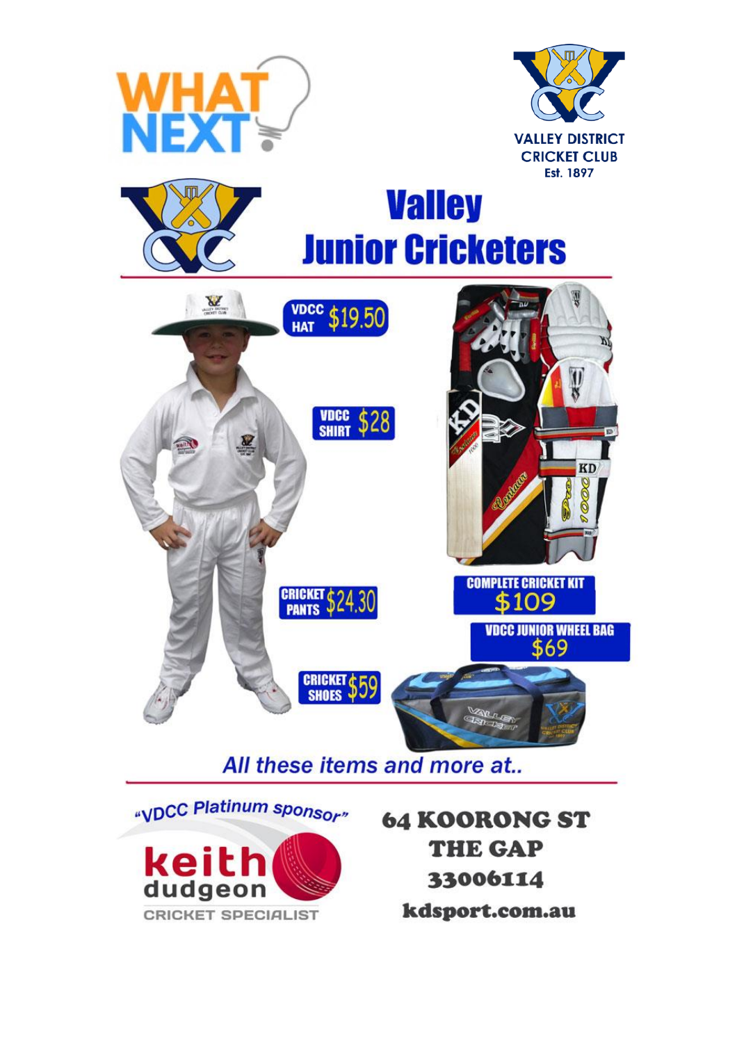WHAT NEXT

VALLEY DISTRICT CRICKET CLUB
Est. 1897

# Valley Junior Cricketers

VDCC HAT $19.50

VDCC SHIRT $28

CRICKET PANTS $24.30

CRICKET SHOES $59

COMPLETE CRICKET KIT $109

VDCC JUNIOR WHEEL BAG $69

*All these items and more at..*

"VDCC Platinum sponsor"

keith dudgeon
CRICKET SPECIALIST

**64 KOORONG ST**
**THE GAP**
**33006114**
**kdsport.com.au**